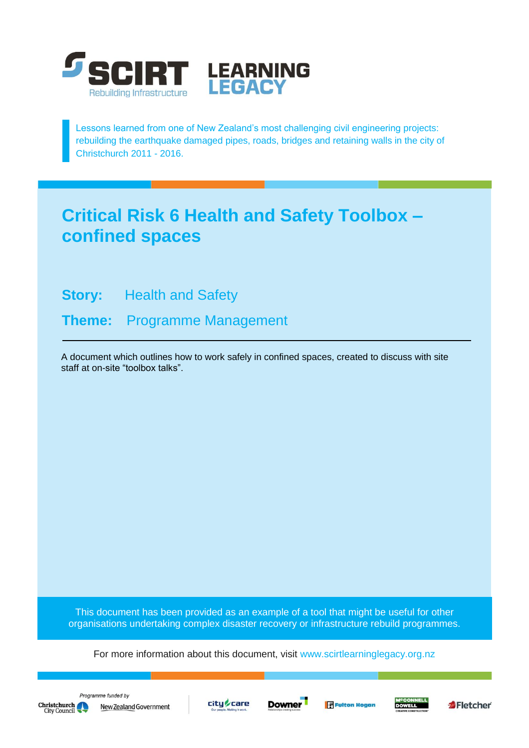SCIRT Rebuilding Infrastructure **LEARNING LEGACY**

Lessons learned from one of New Zealand's most challenging civil engineering projects: rebuilding the earthquake damaged pipes, roads, bridges and retaining walls in the city of Christchurch 2011 - 2016.

# Critical Risk 6 Health and Safety Toolbox – confined spaces

**Story:** Health and Safety

**Theme:** Programme Management

A document which outlines how to work safely in confined spaces, created to discuss with site staff at on-site "toolbox talks".

This document has been provided as an example of a tool that might be useful for other organisations undertaking complex disaster recovery or infrastructure rebuild programmes.

For more information about this document, visit www.scirtlearninglegacy.org.nz

*Programme funded by* Christchurch City Council, New Zealand Government

City Care, Downer, Fulton Hogan, McConnell Dowell, Fletcher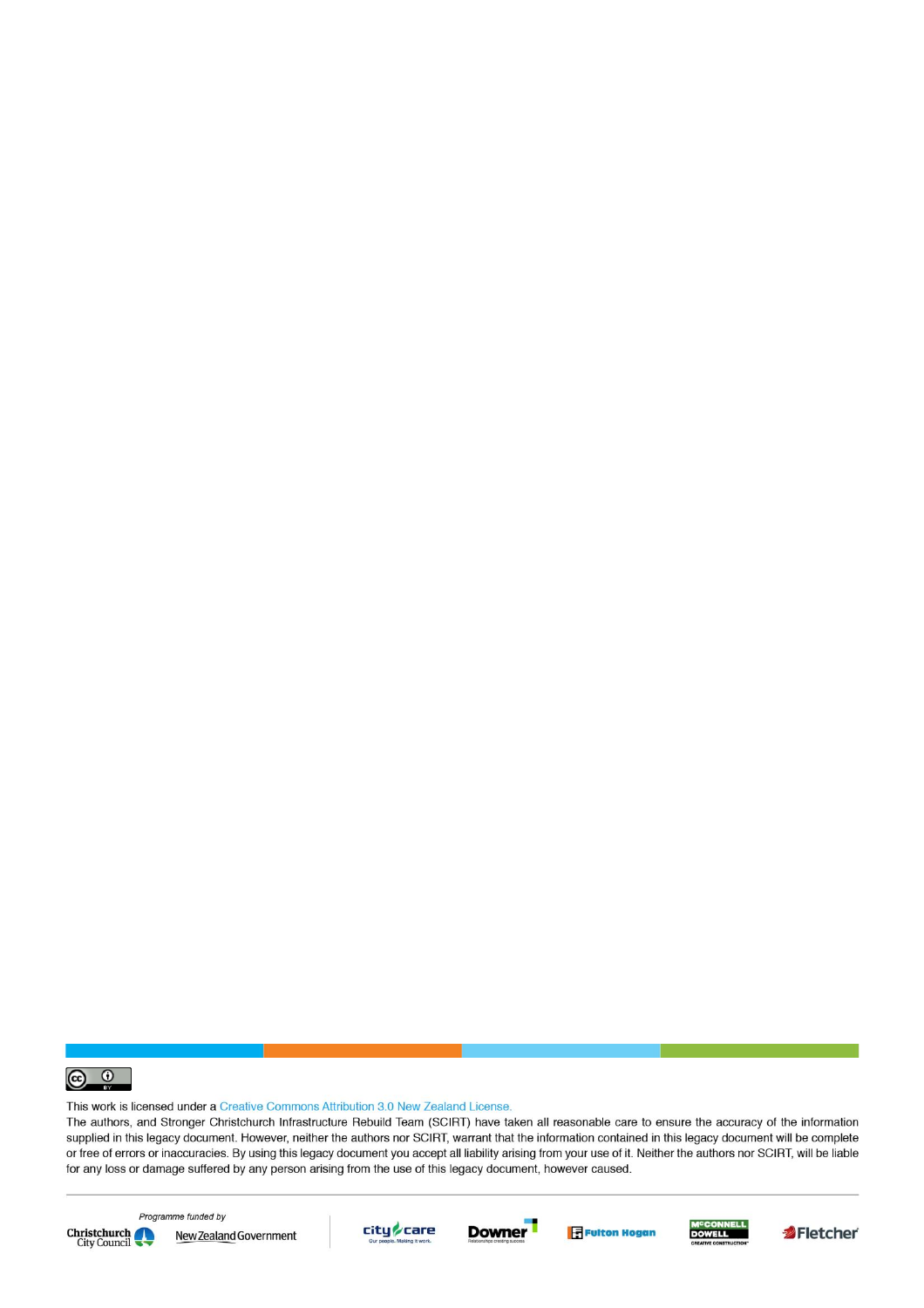This work is licensed under a Creative Commons Attribution 3.0 New Zealand License.

The authors, and Stronger Christchurch Infrastructure Rebuild Team (SCIRT) have taken all reasonable care to ensure the accuracy of the information supplied in this legacy document. However, neither the authors nor SCIRT, warrant that the information contained in this legacy document will be complete or free of errors or inaccuracies. By using this legacy document you accept all liability arising from your use of it. Neither the authors nor SCIRT, will be liable for any loss or damage suffered by any person arising from the use of this legacy document, however caused.

*Programme funded by*

Christchurch City Council | New Zealand Government | city care | Downer | Fulton Hogan | McConnell Dowell | Fletcher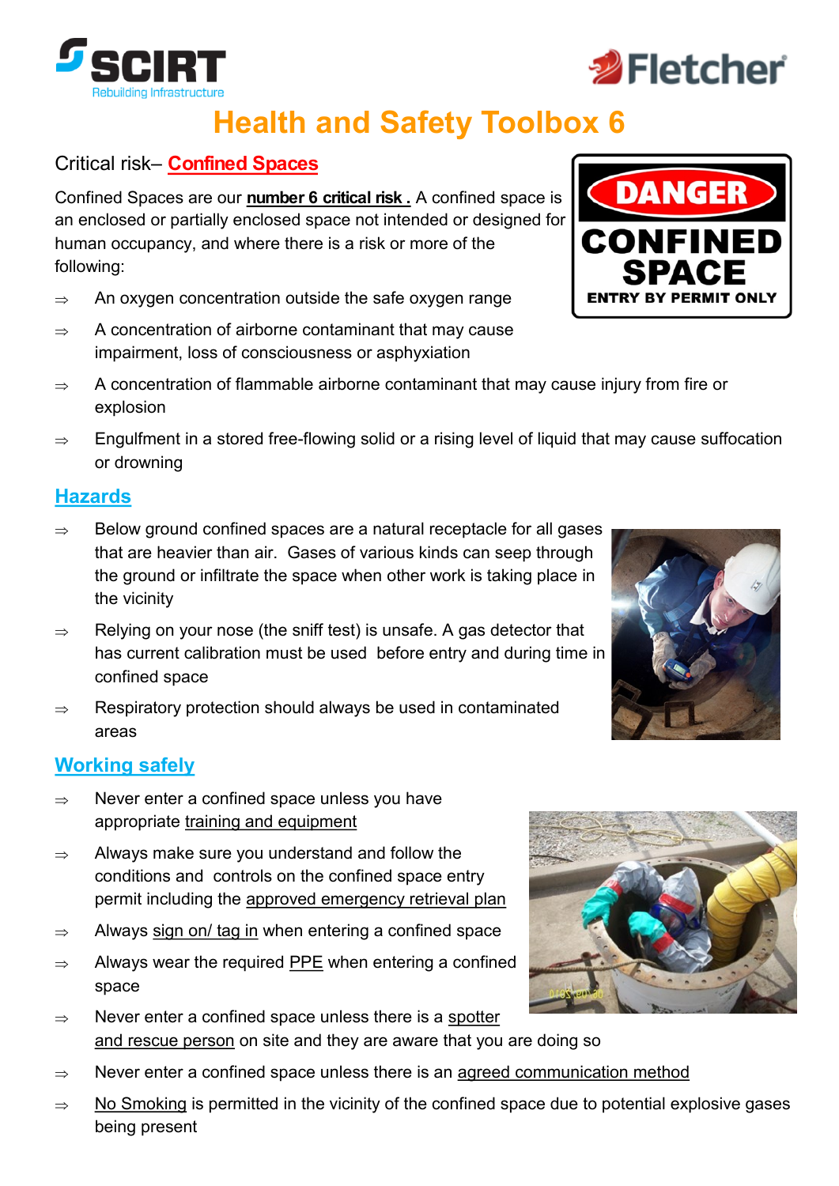# Health and Safety Toolbox 6

## Critical risk– Confined Spaces

Confined Spaces are our **number 6 critical risk .** A confined space is an enclosed or partially enclosed space not intended or designed for human occupancy, and where there is a risk or more of the following:

- ⇒ An oxygen concentration outside the safe oxygen range
- ⇒ A concentration of airborne contaminant that may cause impairment, loss of consciousness or asphyxiation
- ⇒ A concentration of flammable airborne contaminant that may cause injury from fire or explosion
- ⇒ Engulfment in a stored free-flowing solid or a rising level of liquid that may cause suffocation or drowning

DANGER
CONFINED SPACE
ENTRY BY PERMIT ONLY

## Hazards

- ⇒ Below ground confined spaces are a natural receptacle for all gases that are heavier than air. Gases of various kinds can seep through the ground or infiltrate the space when other work is taking place in the vicinity
- ⇒ Relying on your nose (the sniff test) is unsafe. A gas detector that has current calibration must be used before entry and during time in confined space
- ⇒ Respiratory protection should always be used in contaminated areas

## Working safely

- ⇒ Never enter a confined space unless you have appropriate training and equipment
- ⇒ Always make sure you understand and follow the conditions and controls on the confined space entry permit including the approved emergency retrieval plan
- ⇒ Always sign on/ tag in when entering a confined space
- ⇒ Always wear the required PPE when entering a confined space
- ⇒ Never enter a confined space unless there is a spotter and rescue person on site and they are aware that you are doing so
- ⇒ Never enter a confined space unless there is an agreed communication method
- ⇒ No Smoking is permitted in the vicinity of the confined space due to potential explosive gases being present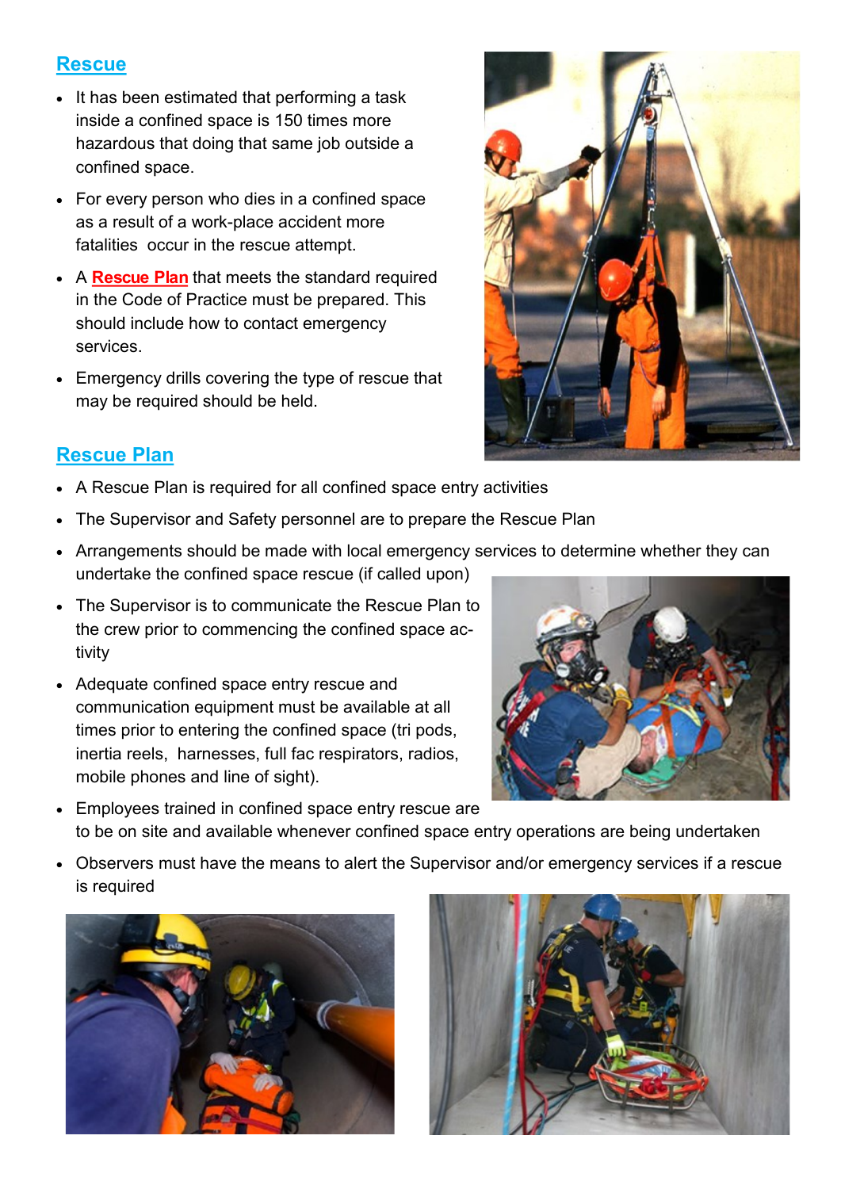## Rescue

- It has been estimated that performing a task inside a confined space is 150 times more hazardous that doing that same job outside a confined space.
- For every person who dies in a confined space as a result of a work-place accident more fatalities occur in the rescue attempt.
- A **Rescue Plan** that meets the standard required in the Code of Practice must be prepared. This should include how to contact emergency services.
- Emergency drills covering the type of rescue that may be required should be held.

## Rescue Plan

- A Rescue Plan is required for all confined space entry activities
- The Supervisor and Safety personnel are to prepare the Rescue Plan
- Arrangements should be made with local emergency services to determine whether they can undertake the confined space rescue (if called upon)
- The Supervisor is to communicate the Rescue Plan to the crew prior to commencing the confined space activity
- Adequate confined space entry rescue and communication equipment must be available at all times prior to entering the confined space (tri pods, inertia reels, harnesses, full fac respirators, radios, mobile phones and line of sight).
- Employees trained in confined space entry rescue are to be on site and available whenever confined space entry operations are being undertaken
- Observers must have the means to alert the Supervisor and/or emergency services if a rescue is required